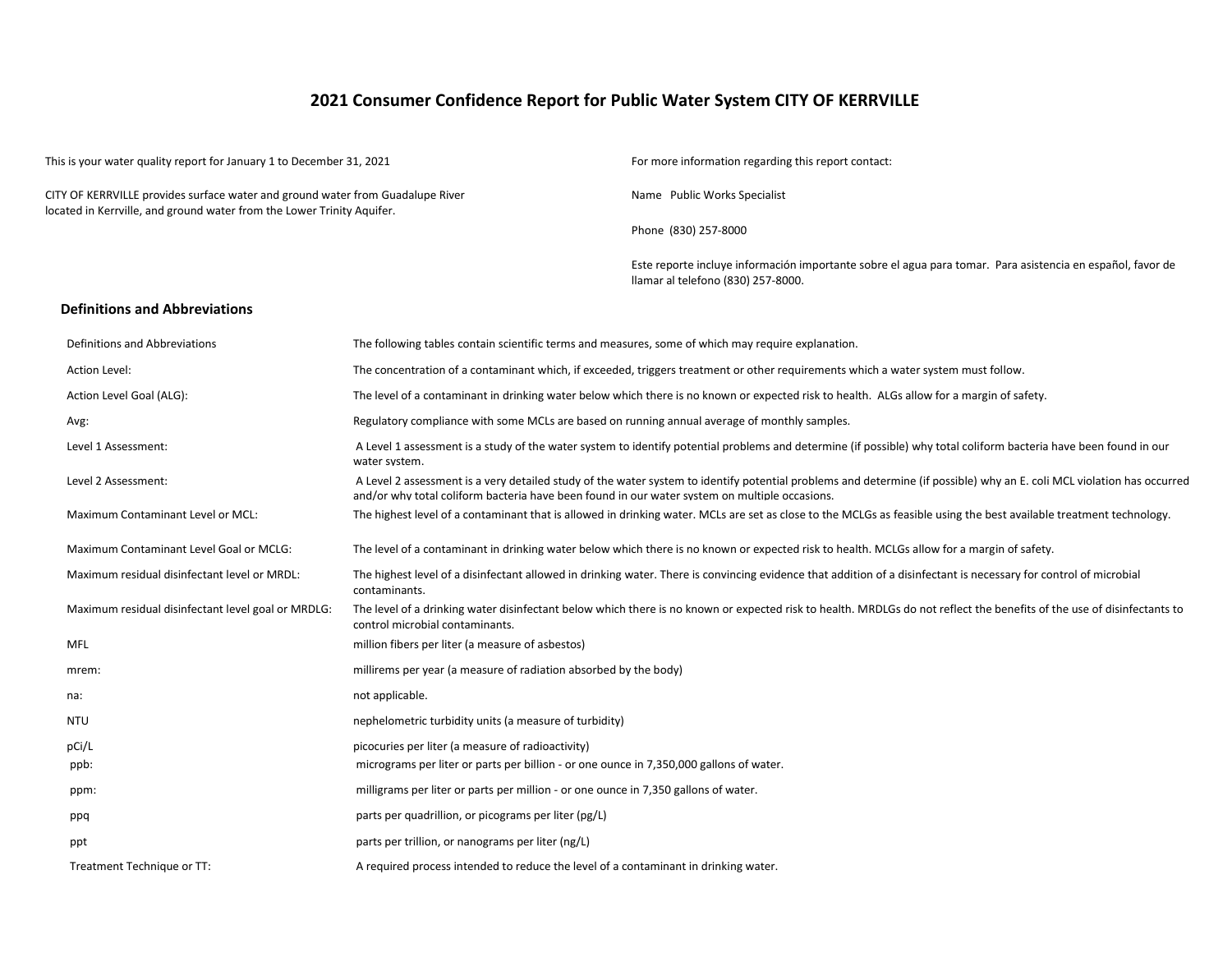# 2021 Consumer Confidence Report for Public Water System CITY OF KERRVILLE

This is your water quality report for January 1 to December 31, 2021

CITY OF KERRVILLE provides surface water and ground water from Guadalupe River located in Kerrville, and ground water from the Lower Trinity Aquifer.

For more information regarding this report contact:

Name Public Works Specialist

Phone (830) 257-8000

Este reporte incluye información importante sobre el agua para tomar. Para asistencia en español, favor de llamar al telefono (830) 257-8000.

## Definitions and Abbreviations

| | |
|---|---|
| Definitions and Abbreviations | The following tables contain scientific terms and measures, some of which may require explanation. |
| Action Level: | The concentration of a contaminant which, if exceeded, triggers treatment or other requirements which a water system must follow. |
| Action Level Goal (ALG): | The level of a contaminant in drinking water below which there is no known or expected risk to health. ALGs allow for a margin of safety. |
| Avg: | Regulatory compliance with some MCLs are based on running annual average of monthly samples. |
| Level 1 Assessment: | A Level 1 assessment is a study of the water system to identify potential problems and determine (if possible) why total coliform bacteria have been found in our water system. |
| Level 2 Assessment: | A Level 2 assessment is a very detailed study of the water system to identify potential problems and determine (if possible) why an E. coli MCL violation has occurred and/or why total coliform bacteria have been found in our water system on multiple occasions. |
| Maximum Contaminant Level or MCL: | The highest level of a contaminant that is allowed in drinking water. MCLs are set as close to the MCLGs as feasible using the best available treatment technology. |
| Maximum Contaminant Level Goal or MCLG: | The level of a contaminant in drinking water below which there is no known or expected risk to health. MCLGs allow for a margin of safety. |
| Maximum residual disinfectant level or MRDL: | The highest level of a disinfectant allowed in drinking water. There is convincing evidence that addition of a disinfectant is necessary for control of microbial contaminants. |
| Maximum residual disinfectant level goal or MRDLG: | The level of a drinking water disinfectant below which there is no known or expected risk to health. MRDLGs do not reflect the benefits of the use of disinfectants to control microbial contaminants. |
| MFL | million fibers per liter (a measure of asbestos) |
| mrem: | millirems per year (a measure of radiation absorbed by the body) |
| na: | not applicable. |
| NTU | nephelometric turbidity units (a measure of turbidity) |
| pCi/L | picocuries per liter (a measure of radioactivity) |
| ppb: | micrograms per liter or parts per billion - or one ounce in 7,350,000 gallons of water. |
| ppm: | milligrams per liter or parts per million - or one ounce in 7,350 gallons of water. |
| ppq | parts per quadrillion, or picograms per liter (pg/L) |
| ppt | parts per trillion, or nanograms per liter (ng/L) |
| Treatment Technique or TT: | A required process intended to reduce the level of a contaminant in drinking water. |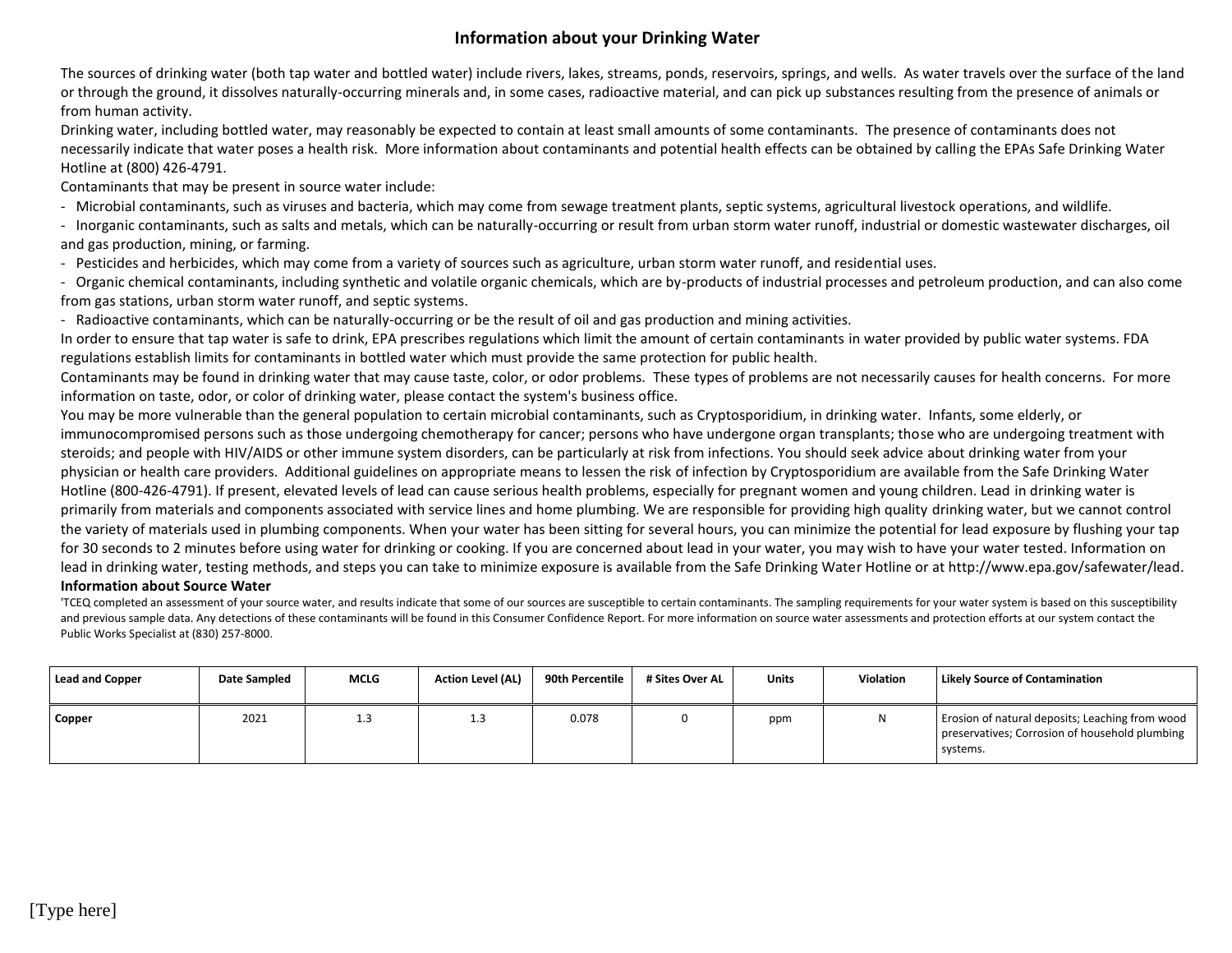## Information about your Drinking Water

The sources of drinking water (both tap water and bottled water) include rivers, lakes, streams, ponds, reservoirs, springs, and wells. As water travels over the surface of the land or through the ground, it dissolves naturally-occurring minerals and, in some cases, radioactive material, and can pick up substances resulting from the presence of animals or from human activity.

Drinking water, including bottled water, may reasonably be expected to contain at least small amounts of some contaminants. The presence of contaminants does not necessarily indicate that water poses a health risk. More information about contaminants and potential health effects can be obtained by calling the EPAs Safe Drinking Water Hotline at (800) 426-4791.

Contaminants that may be present in source water include:

- Microbial contaminants, such as viruses and bacteria, which may come from sewage treatment plants, septic systems, agricultural livestock operations, and wildlife.
- Inorganic contaminants, such as salts and metals, which can be naturally-occurring or result from urban storm water runoff, industrial or domestic wastewater discharges, oil and gas production, mining, or farming.
- Pesticides and herbicides, which may come from a variety of sources such as agriculture, urban storm water runoff, and residential uses.
- Organic chemical contaminants, including synthetic and volatile organic chemicals, which are by-products of industrial processes and petroleum production, and can also come from gas stations, urban storm water runoff, and septic systems.
- Radioactive contaminants, which can be naturally-occurring or be the result of oil and gas production and mining activities.

In order to ensure that tap water is safe to drink, EPA prescribes regulations which limit the amount of certain contaminants in water provided by public water systems. FDA regulations establish limits for contaminants in bottled water which must provide the same protection for public health.

Contaminants may be found in drinking water that may cause taste, color, or odor problems. These types of problems are not necessarily causes for health concerns. For more information on taste, odor, or color of drinking water, please contact the system's business office.

You may be more vulnerable than the general population to certain microbial contaminants, such as Cryptosporidium, in drinking water. Infants, some elderly, or immunocompromised persons such as those undergoing chemotherapy for cancer; persons who have undergone organ transplants; those who are undergoing treatment with steroids; and people with HIV/AIDS or other immune system disorders, can be particularly at risk from infections. You should seek advice about drinking water from your physician or health care providers. Additional guidelines on appropriate means to lessen the risk of infection by Cryptosporidium are available from the Safe Drinking Water Hotline (800-426-4791). If present, elevated levels of lead can cause serious health problems, especially for pregnant women and young children. Lead in drinking water is primarily from materials and components associated with service lines and home plumbing. We are responsible for providing high quality drinking water, but we cannot control the variety of materials used in plumbing components. When your water has been sitting for several hours, you can minimize the potential for lead exposure by flushing your tap for 30 seconds to 2 minutes before using water for drinking or cooking. If you are concerned about lead in your water, you may wish to have your water tested. Information on lead in drinking water, testing methods, and steps you can take to minimize exposure is available from the Safe Drinking Water Hotline or at http://www.epa.gov/safewater/lead.

**Information about Source Water**

'TCEQ completed an assessment of your source water, and results indicate that some of our sources are susceptible to certain contaminants. The sampling requirements for your water system is based on this susceptibility and previous sample data. Any detections of these contaminants will be found in this Consumer Confidence Report. For more information on source water assessments and protection efforts at our system contact the Public Works Specialist at (830) 257-8000.

| Lead and Copper | Date Sampled | MCLG | Action Level (AL) | 90th Percentile | # Sites Over AL | Units | Violation | Likely Source of Contamination |
|---|---|---|---|---|---|---|---|---|
| **Copper** | 2021 | 1.3 | 1.3 | 0.078 | 0 | ppm | N | Erosion of natural deposits; Leaching from wood preservatives; Corrosion of household plumbing systems. |

[Type here]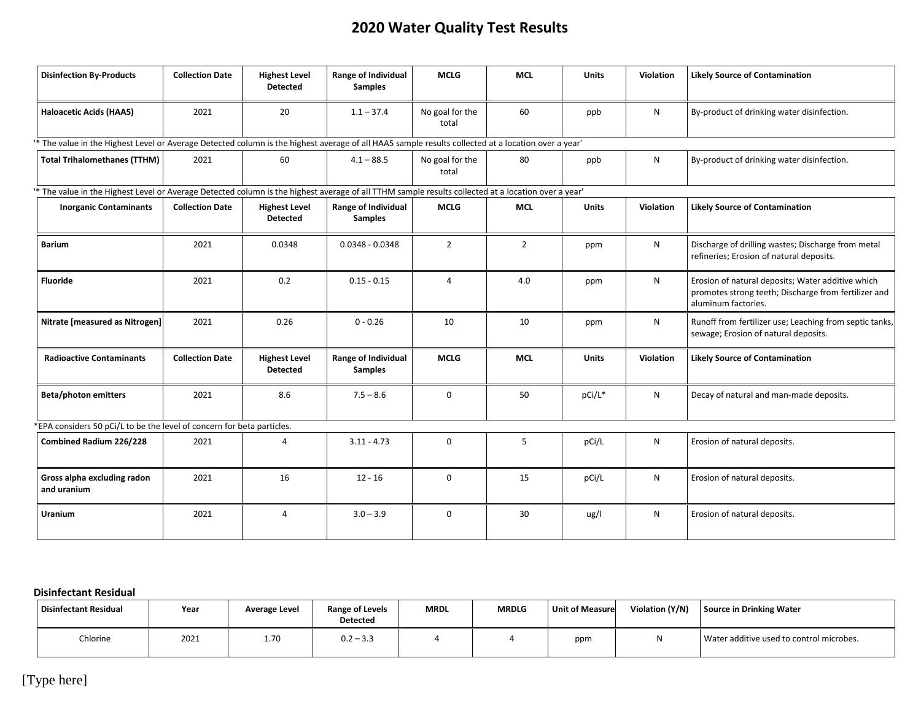# 2020 Water Quality Test Results

| Disinfection By-Products | Collection Date | Highest Level Detected | Range of Individual Samples | MCLG | MCL | Units | Violation | Likely Source of Contamination |
|---|---|---|---|---|---|---|---|---|
| Haloacetic Acids (HAA5) | 2021 | 20 | 1.1 – 37.4 | No goal for the total | 60 | ppb | N | By-product of drinking water disinfection. |

'* The value in the Highest Level or Average Detected column is the highest average of all HAA5 sample results collected at a location over a year'

| Disinfection By-Products | Collection Date | Highest Level Detected | Range of Individual Samples | MCLG | MCL | Units | Violation | Likely Source of Contamination |
|---|---|---|---|---|---|---|---|---|
| Total Trihalomethanes (TTHM) | 2021 | 60 | 4.1 – 88.5 | No goal for the total | 80 | ppb | N | By-product of drinking water disinfection. |

'* The value in the Highest Level or Average Detected column is the highest average of all TTHM sample results collected at a location over a year'

| Inorganic Contaminants | Collection Date | Highest Level Detected | Range of Individual Samples | MCLG | MCL | Units | Violation | Likely Source of Contamination |
|---|---|---|---|---|---|---|---|---|
| Barium | 2021 | 0.0348 | 0.0348 - 0.0348 | 2 | 2 | ppm | N | Discharge of drilling wastes; Discharge from metal refineries; Erosion of natural deposits. |
| Fluoride | 2021 | 0.2 | 0.15 - 0.15 | 4 | 4.0 | ppm | N | Erosion of natural deposits; Water additive which promotes strong teeth; Discharge from fertilizer and aluminum factories. |
| Nitrate [measured as Nitrogen] | 2021 | 0.26 | 0 - 0.26 | 10 | 10 | ppm | N | Runoff from fertilizer use; Leaching from septic tanks, sewage; Erosion of natural deposits. |

| Radioactive Contaminants | Collection Date | Highest Level Detected | Range of Individual Samples | MCLG | MCL | Units | Violation | Likely Source of Contamination |
|---|---|---|---|---|---|---|---|---|
| Beta/photon emitters | 2021 | 8.6 | 7.5 – 8.6 | 0 | 50 | pCi/L* | N | Decay of natural and man-made deposits. |

*EPA considers 50 pCi/L to be the level of concern for beta particles.

| Radioactive Contaminants | Collection Date | Highest Level Detected | Range of Individual Samples | MCLG | MCL | Units | Violation | Likely Source of Contamination |
|---|---|---|---|---|---|---|---|---|
| Combined Radium 226/228 | 2021 | 4 | 3.11 - 4.73 | 0 | 5 | pCi/L | N | Erosion of natural deposits. |
| Gross alpha excluding radon and uranium | 2021 | 16 | 12 - 16 | 0 | 15 | pCi/L | N | Erosion of natural deposits. |
| Uranium | 2021 | 4 | 3.0 – 3.9 | 0 | 30 | ug/l | N | Erosion of natural deposits. |

### Disinfectant Residual

| Disinfectant Residual | Year | Average Level | Range of Levels Detected | MRDL | MRDLG | Unit of Measure | Violation (Y/N) | Source in Drinking Water |
|---|---|---|---|---|---|---|---|---|
| Chlorine | 2021 | 1.70 | 0.2 – 3.3 | 4 | 4 | ppm | N | Water additive used to control microbes. |

[Type here]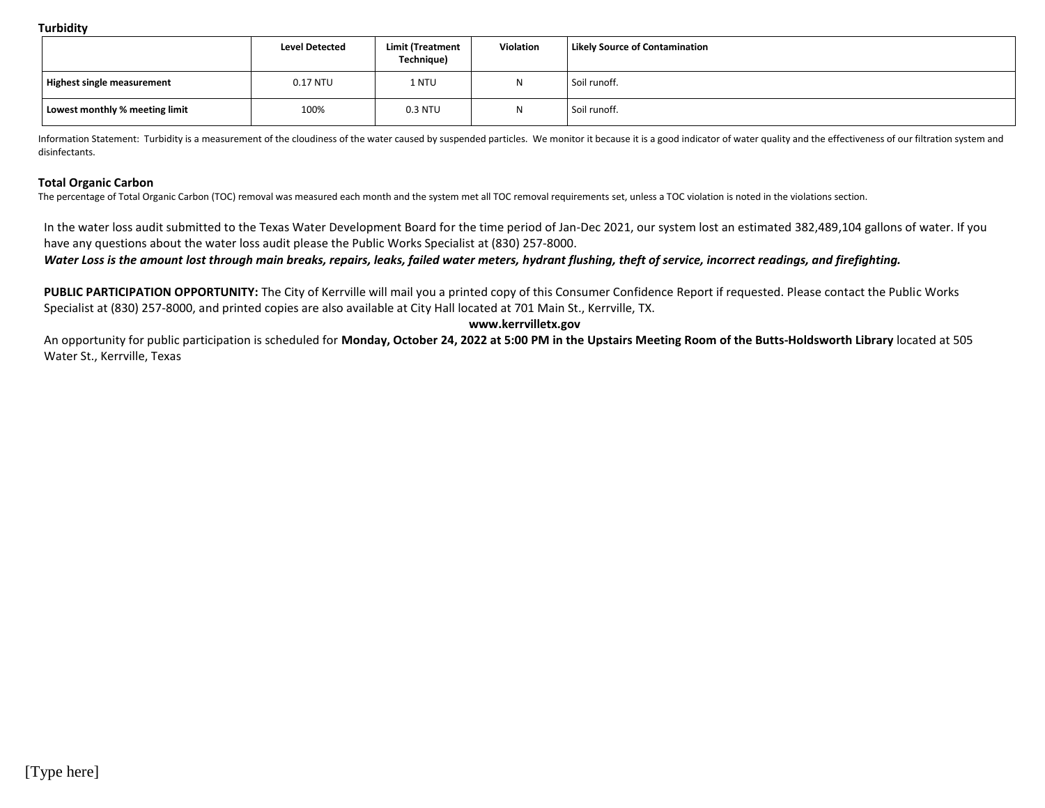**Turbidity**

| | Level Detected | Limit (Treatment Technique) | Violation | Likely Source of Contamination |
|---|---|---|---|---|
| **Highest single measurement** | 0.17 NTU | 1 NTU | N | Soil runoff. |
| **Lowest monthly % meeting limit** | 100% | 0.3 NTU | N | Soil runoff. |

Information Statement: Turbidity is a measurement of the cloudiness of the water caused by suspended particles. We monitor it because it is a good indicator of water quality and the effectiveness of our filtration system and disinfectants.

**Total Organic Carbon**

The percentage of Total Organic Carbon (TOC) removal was measured each month and the system met all TOC removal requirements set, unless a TOC violation is noted in the violations section.

In the water loss audit submitted to the Texas Water Development Board for the time period of Jan-Dec 2021, our system lost an estimated 382,489,104 gallons of water. If you have any questions about the water loss audit please the Public Works Specialist at (830) 257-8000.
***Water Loss is the amount lost through main breaks, repairs, leaks, failed water meters, hydrant flushing, theft of service, incorrect readings, and firefighting.***

**PUBLIC PARTICIPATION OPPORTUNITY:** The City of Kerrville will mail you a printed copy of this Consumer Confidence Report if requested. Please contact the Public Works Specialist at (830) 257-8000, and printed copies are also available at City Hall located at 701 Main St., Kerrville, TX.

**www.kerrvilletx.gov**

An opportunity for public participation is scheduled for **Monday, October 24, 2022 at 5:00 PM in the Upstairs Meeting Room of the Butts-Holdsworth Library** located at 505 Water St., Kerrville, Texas

[Type here]